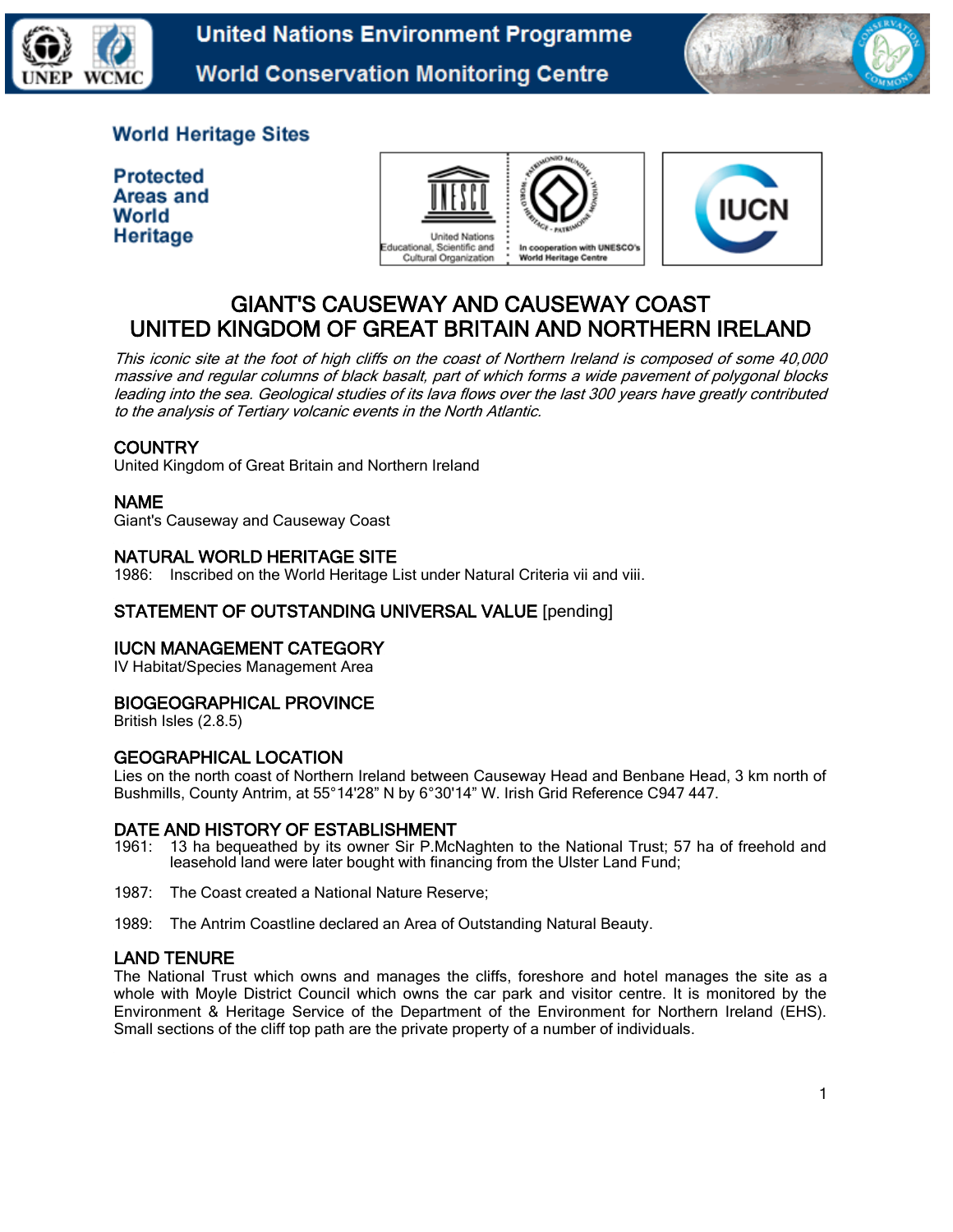United Nations Environment Programme
World Conservation Monitoring Centre

UNEP WCMC

World Heritage Sites

Protected Areas and World Heritage

# GIANT'S CAUSEWAY AND CAUSEWAY COAST
# UNITED KINGDOM OF GREAT BRITAIN AND NORTHERN IRELAND

*This iconic site at the foot of high cliffs on the coast of Northern Ireland is composed of some 40,000 massive and regular columns of black basalt, part of which forms a wide pavement of polygonal blocks leading into the sea. Geological studies of its lava flows over the last 300 years have greatly contributed to the analysis of Tertiary volcanic events in the North Atlantic.*

## COUNTRY
United Kingdom of Great Britain and Northern Ireland

## NAME
Giant's Causeway and Causeway Coast

## NATURAL WORLD HERITAGE SITE
1986: Inscribed on the World Heritage List under Natural Criteria vii and viii.

## STATEMENT OF OUTSTANDING UNIVERSAL VALUE [pending]

## IUCN MANAGEMENT CATEGORY
IV Habitat/Species Management Area

## BIOGEOGRAPHICAL PROVINCE
British Isles (2.8.5)

## GEOGRAPHICAL LOCATION
Lies on the north coast of Northern Ireland between Causeway Head and Benbane Head, 3 km north of Bushmills, County Antrim, at 55°14'28" N by 6°30'14" W. Irish Grid Reference C947 447.

## DATE AND HISTORY OF ESTABLISHMENT
1961: 13 ha bequeathed by its owner Sir P.McNaghten to the National Trust; 57 ha of freehold and leasehold land were later bought with financing from the Ulster Land Fund;

1987: The Coast created a National Nature Reserve;

1989: The Antrim Coastline declared an Area of Outstanding Natural Beauty.

## LAND TENURE
The National Trust which owns and manages the cliffs, foreshore and hotel manages the site as a whole with Moyle District Council which owns the car park and visitor centre. It is monitored by the Environment & Heritage Service of the Department of the Environment for Northern Ireland (EHS). Small sections of the cliff top path are the private property of a number of individuals.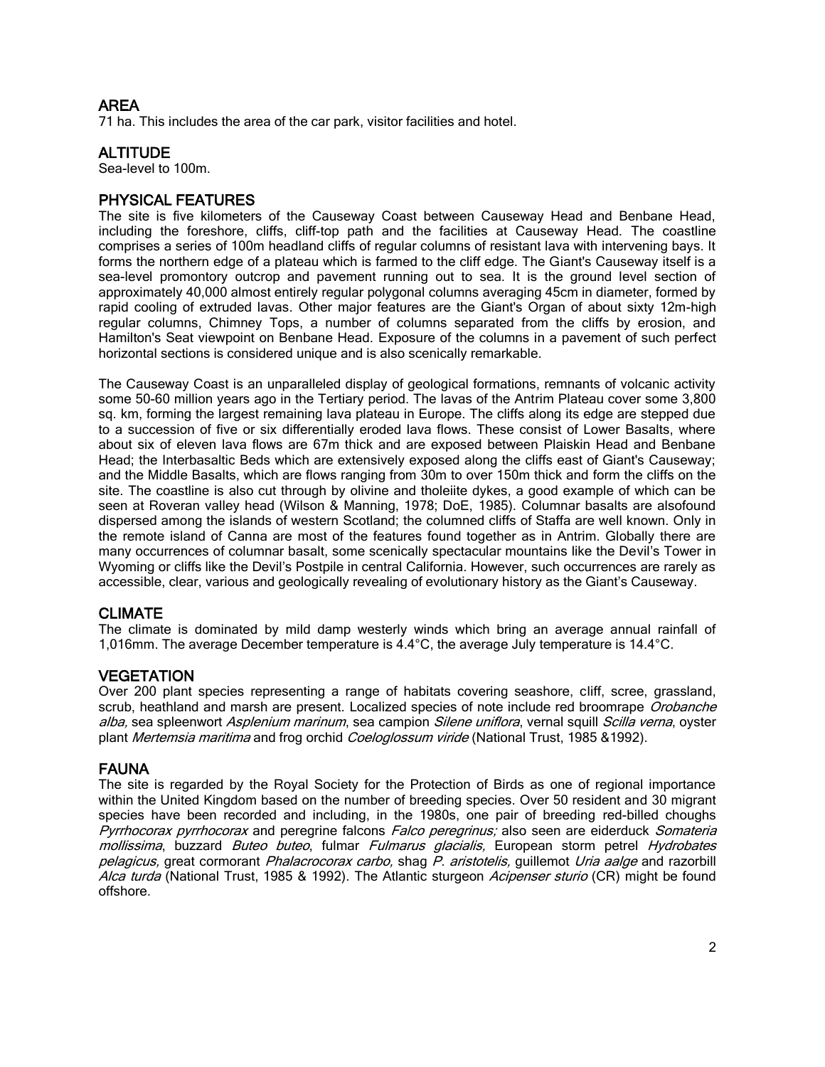## AREA

71 ha. This includes the area of the car park, visitor facilities and hotel.

## ALTITUDE

Sea-level to 100m.

## PHYSICAL FEATURES

The site is five kilometers of the Causeway Coast between Causeway Head and Benbane Head, including the foreshore, cliffs, cliff-top path and the facilities at Causeway Head. The coastline comprises a series of 100m headland cliffs of regular columns of resistant lava with intervening bays. It forms the northern edge of a plateau which is farmed to the cliff edge. The Giant's Causeway itself is a sea-level promontory outcrop and pavement running out to sea. It is the ground level section of approximately 40,000 almost entirely regular polygonal columns averaging 45cm in diameter, formed by rapid cooling of extruded lavas. Other major features are the Giant's Organ of about sixty 12m-high regular columns, Chimney Tops, a number of columns separated from the cliffs by erosion, and Hamilton's Seat viewpoint on Benbane Head. Exposure of the columns in a pavement of such perfect horizontal sections is considered unique and is also scenically remarkable.

The Causeway Coast is an unparalleled display of geological formations, remnants of volcanic activity some 50-60 million years ago in the Tertiary period. The lavas of the Antrim Plateau cover some 3,800 sq. km, forming the largest remaining lava plateau in Europe. The cliffs along its edge are stepped due to a succession of five or six differentially eroded lava flows. These consist of Lower Basalts, where about six of eleven lava flows are 67m thick and are exposed between Plaiskin Head and Benbane Head; the Interbasaltic Beds which are extensively exposed along the cliffs east of Giant's Causeway; and the Middle Basalts, which are flows ranging from 30m to over 150m thick and form the cliffs on the site. The coastline is also cut through by olivine and tholeiite dykes, a good example of which can be seen at Roveran valley head (Wilson & Manning, 1978; DoE, 1985). Columnar basalts are alsofound dispersed among the islands of western Scotland; the columned cliffs of Staffa are well known. Only in the remote island of Canna are most of the features found together as in Antrim. Globally there are many occurrences of columnar basalt, some scenically spectacular mountains like the Devil's Tower in Wyoming or cliffs like the Devil's Postpile in central California. However, such occurrences are rarely as accessible, clear, various and geologically revealing of evolutionary history as the Giant's Causeway.

## CLIMATE

The climate is dominated by mild damp westerly winds which bring an average annual rainfall of 1,016mm. The average December temperature is 4.4°C, the average July temperature is 14.4°C.

## VEGETATION

Over 200 plant species representing a range of habitats covering seashore, cliff, scree, grassland, scrub, heathland and marsh are present. Localized species of note include red broomrape *Orobanche alba,* sea spleenwort *Asplenium marinum*, sea campion *Silene uniflora*, vernal squill *Scilla verna*, oyster plant *Mertemsia maritima* and frog orchid *Coeloglossum viride* (National Trust, 1985 &1992).

## FAUNA

The site is regarded by the Royal Society for the Protection of Birds as one of regional importance within the United Kingdom based on the number of breeding species. Over 50 resident and 30 migrant species have been recorded and including, in the 1980s, one pair of breeding red-billed choughs *Pyrrhocorax pyrrhocorax* and peregrine falcons *Falco peregrinus;* also seen are eiderduck *Somateria mollissima*, buzzard *Buteo buteo*, fulmar *Fulmarus glacialis,* European storm petrel *Hydrobates pelagicus,* great cormorant *Phalacrocorax carbo,* shag *P. aristotelis,* guillemot *Uria aalge* and razorbill *Alca turda* (National Trust, 1985 & 1992). The Atlantic sturgeon *Acipenser sturio* (CR) might be found offshore.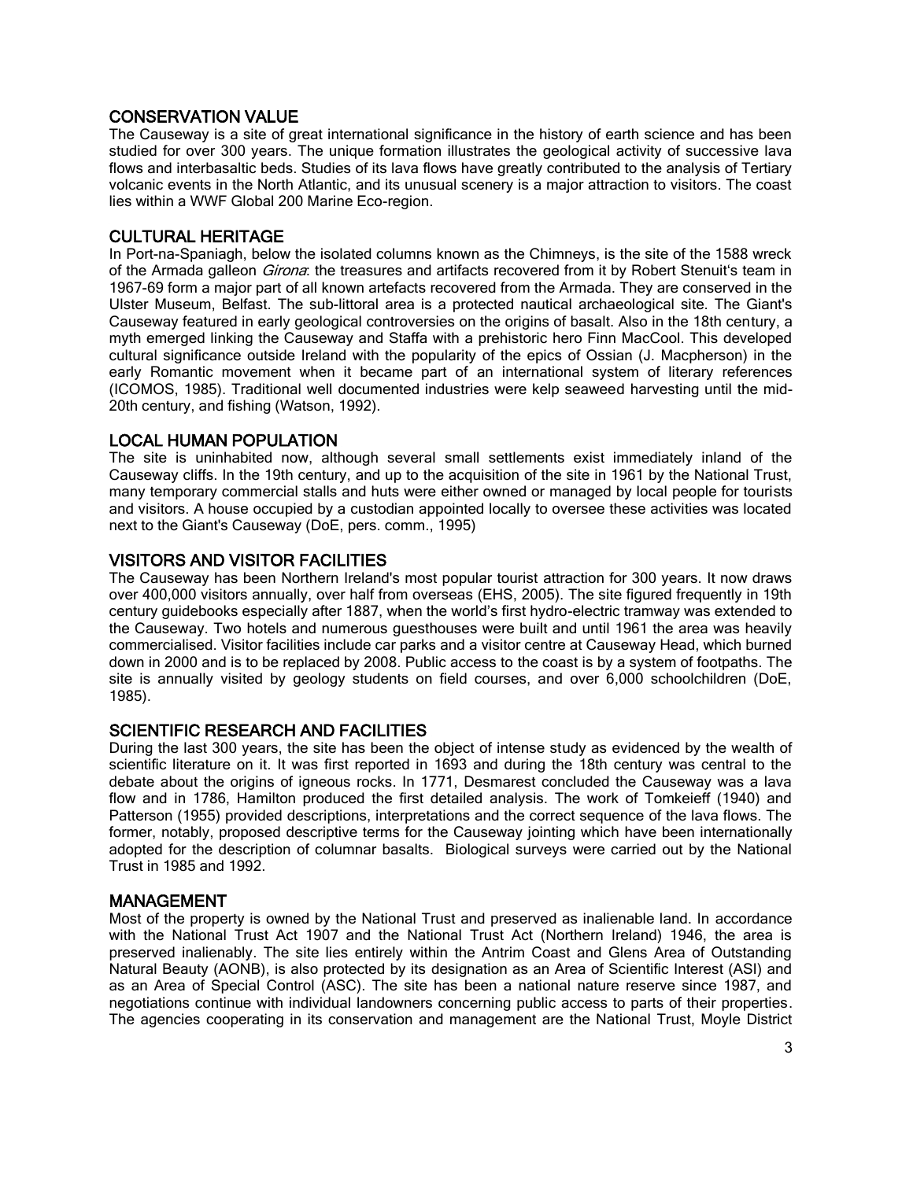## CONSERVATION VALUE

The Causeway is a site of great international significance in the history of earth science and has been studied for over 300 years. The unique formation illustrates the geological activity of successive lava flows and interbasaltic beds. Studies of its lava flows have greatly contributed to the analysis of Tertiary volcanic events in the North Atlantic, and its unusual scenery is a major attraction to visitors. The coast lies within a WWF Global 200 Marine Eco-region.

## CULTURAL HERITAGE

In Port-na-Spaniagh, below the isolated columns known as the Chimneys, is the site of the 1588 wreck of the Armada galleon *Girona*: the treasures and artifacts recovered from it by Robert Stenuit's team in 1967-69 form a major part of all known artefacts recovered from the Armada. They are conserved in the Ulster Museum, Belfast. The sub-littoral area is a protected nautical archaeological site. The Giant's Causeway featured in early geological controversies on the origins of basalt. Also in the 18th century, a myth emerged linking the Causeway and Staffa with a prehistoric hero Finn MacCool. This developed cultural significance outside Ireland with the popularity of the epics of Ossian (J. Macpherson) in the early Romantic movement when it became part of an international system of literary references (ICOMOS, 1985). Traditional well documented industries were kelp seaweed harvesting until the mid-20th century, and fishing (Watson, 1992).

## LOCAL HUMAN POPULATION

The site is uninhabited now, although several small settlements exist immediately inland of the Causeway cliffs. In the 19th century, and up to the acquisition of the site in 1961 by the National Trust, many temporary commercial stalls and huts were either owned or managed by local people for tourists and visitors. A house occupied by a custodian appointed locally to oversee these activities was located next to the Giant's Causeway (DoE, pers. comm., 1995)

## VISITORS AND VISITOR FACILITIES

The Causeway has been Northern Ireland's most popular tourist attraction for 300 years. It now draws over 400,000 visitors annually, over half from overseas (EHS, 2005). The site figured frequently in 19th century guidebooks especially after 1887, when the world's first hydro-electric tramway was extended to the Causeway. Two hotels and numerous guesthouses were built and until 1961 the area was heavily commercialised. Visitor facilities include car parks and a visitor centre at Causeway Head, which burned down in 2000 and is to be replaced by 2008. Public access to the coast is by a system of footpaths. The site is annually visited by geology students on field courses, and over 6,000 schoolchildren (DoE, 1985).

## SCIENTIFIC RESEARCH AND FACILITIES

During the last 300 years, the site has been the object of intense study as evidenced by the wealth of scientific literature on it. It was first reported in 1693 and during the 18th century was central to the debate about the origins of igneous rocks. In 1771, Desmarest concluded the Causeway was a lava flow and in 1786, Hamilton produced the first detailed analysis. The work of Tomkeieff (1940) and Patterson (1955) provided descriptions, interpretations and the correct sequence of the lava flows. The former, notably, proposed descriptive terms for the Causeway jointing which have been internationally adopted for the description of columnar basalts. Biological surveys were carried out by the National Trust in 1985 and 1992.

## MANAGEMENT

Most of the property is owned by the National Trust and preserved as inalienable land. In accordance with the National Trust Act 1907 and the National Trust Act (Northern Ireland) 1946, the area is preserved inalienably. The site lies entirely within the Antrim Coast and Glens Area of Outstanding Natural Beauty (AONB), is also protected by its designation as an Area of Scientific Interest (ASI) and as an Area of Special Control (ASC). The site has been a national nature reserve since 1987, and negotiations continue with individual landowners concerning public access to parts of their properties. The agencies cooperating in its conservation and management are the National Trust, Moyle District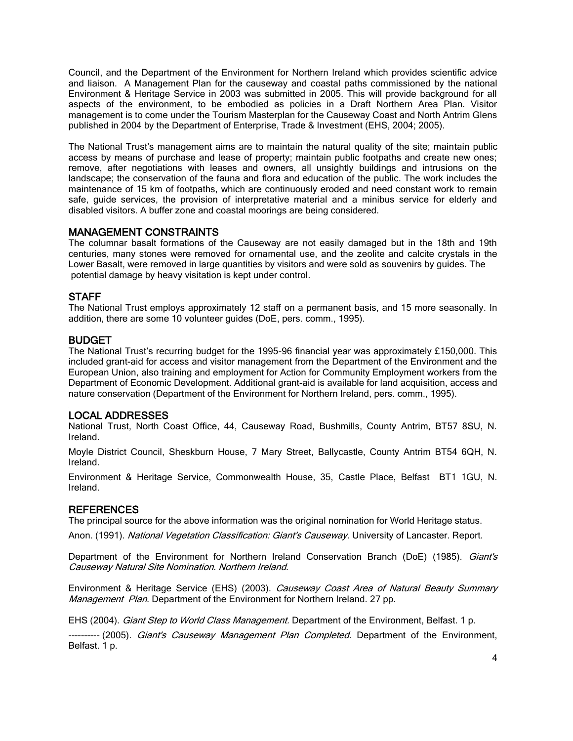Council, and the Department of the Environment for Northern Ireland which provides scientific advice and liaison. A Management Plan for the causeway and coastal paths commissioned by the national Environment & Heritage Service in 2003 was submitted in 2005. This will provide background for all aspects of the environment, to be embodied as policies in a Draft Northern Area Plan. Visitor management is to come under the Tourism Masterplan for the Causeway Coast and North Antrim Glens published in 2004 by the Department of Enterprise, Trade & Investment (EHS, 2004; 2005).

The National Trust's management aims are to maintain the natural quality of the site; maintain public access by means of purchase and lease of property; maintain public footpaths and create new ones; remove, after negotiations with leases and owners, all unsightly buildings and intrusions on the landscape; the conservation of the fauna and flora and education of the public. The work includes the maintenance of 15 km of footpaths, which are continuously eroded and need constant work to remain safe, guide services, the provision of interpretative material and a minibus service for elderly and disabled visitors. A buffer zone and coastal moorings are being considered.

## MANAGEMENT CONSTRAINTS

The columnar basalt formations of the Causeway are not easily damaged but in the 18th and 19th centuries, many stones were removed for ornamental use, and the zeolite and calcite crystals in the Lower Basalt, were removed in large quantities by visitors and were sold as souvenirs by guides. The potential damage by heavy visitation is kept under control.

## STAFF

The National Trust employs approximately 12 staff on a permanent basis, and 15 more seasonally. In addition, there are some 10 volunteer guides (DoE, pers. comm., 1995).

## BUDGET

The National Trust's recurring budget for the 1995-96 financial year was approximately £150,000. This included grant-aid for access and visitor management from the Department of the Environment and the European Union, also training and employment for Action for Community Employment workers from the Department of Economic Development. Additional grant-aid is available for land acquisition, access and nature conservation (Department of the Environment for Northern Ireland, pers. comm., 1995).

## LOCAL ADDRESSES

National Trust, North Coast Office, 44, Causeway Road, Bushmills, County Antrim, BT57 8SU, N. Ireland.

Moyle District Council, Sheskburn House, 7 Mary Street, Ballycastle, County Antrim BT54 6QH, N. Ireland.

Environment & Heritage Service, Commonwealth House, 35, Castle Place, Belfast BT1 1GU, N. Ireland.

## REFERENCES

The principal source for the above information was the original nomination for World Heritage status.

Anon. (1991). *National Vegetation Classification: Giant's Causeway*. University of Lancaster. Report.

Department of the Environment for Northern Ireland Conservation Branch (DoE) (1985). *Giant's Causeway Natural Site Nomination. Northern Ireland.*

Environment & Heritage Service (EHS) (2003). *Causeway Coast Area of Natural Beauty Summary Management Plan*. Department of the Environment for Northern Ireland. 27 pp.

EHS (2004). *Giant Step to World Class Management*. Department of the Environment, Belfast. 1 p.

---------- (2005). *Giant's Causeway Management Plan Completed*. Department of the Environment, Belfast. 1 p.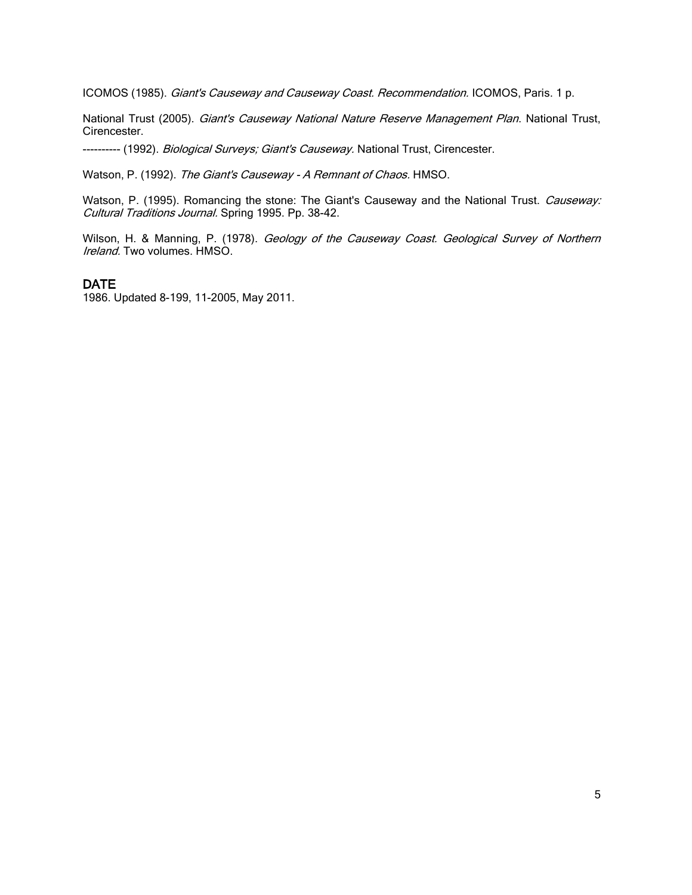ICOMOS (1985). *Giant's Causeway and Causeway Coast. Recommendation.* ICOMOS, Paris. 1 p.

National Trust (2005). *Giant's Causeway National Nature Reserve Management Plan*. National Trust, Cirencester.

---------- (1992). *Biological Surveys; Giant's Causeway.* National Trust, Cirencester.

Watson, P. (1992). *The Giant's Causeway - A Remnant of Chaos.* HMSO.

Watson, P. (1995). Romancing the stone: The Giant's Causeway and the National Trust. *Causeway: Cultural Traditions Journal.* Spring 1995. Pp. 38-42.

Wilson, H. & Manning, P. (1978). *Geology of the Causeway Coast. Geological Survey of Northern Ireland.* Two volumes. HMSO.

## DATE

1986. Updated 8-199, 11-2005, May 2011.